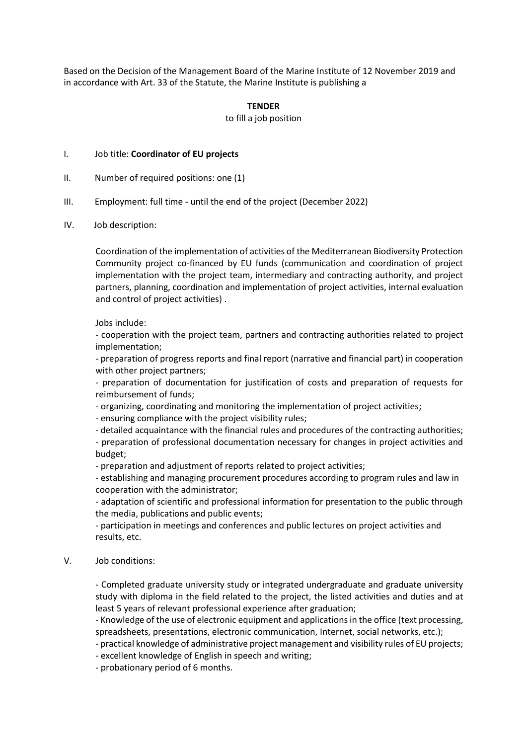Based on the Decision of the Management Board of the Marine Institute of 12 November 2019 and in accordance with Art. 33 of the Statute, the Marine Institute is publishing a

**TENDER**

to fill a job position

I. Job title: **Coordinator of EU projects**

II. Number of required positions: one (1)

III. Employment: full time - until the end of the project (December 2022)

IV. Job description:

Coordination of the implementation of activities of the Mediterranean Biodiversity Protection Community project co-financed by EU funds (communication and coordination of project implementation with the project team, intermediary and contracting authority, and project partners, planning, coordination and implementation of project activities, internal evaluation and control of project activities) .

Jobs include:

- cooperation with the project team, partners and contracting authorities related to project implementation;
- preparation of progress reports and final report (narrative and financial part) in cooperation with other project partners;
- preparation of documentation for justification of costs and preparation of requests for reimbursement of funds;
- organizing, coordinating and monitoring the implementation of project activities;
- ensuring compliance with the project visibility rules;
- detailed acquaintance with the financial rules and procedures of the contracting authorities;
- preparation of professional documentation necessary for changes in project activities and budget;
- preparation and adjustment of reports related to project activities;
- establishing and managing procurement procedures according to program rules and law in cooperation with the administrator;
- adaptation of scientific and professional information for presentation to the public through the media, publications and public events;
- participation in meetings and conferences and public lectures on project activities and results, etc.

V. Job conditions:

- Completed graduate university study or integrated undergraduate and graduate university study with diploma in the field related to the project, the listed activities and duties and at least 5 years of relevant professional experience after graduation;
- Knowledge of the use of electronic equipment and applications in the office (text processing, spreadsheets, presentations, electronic communication, Internet, social networks, etc.);
- practical knowledge of administrative project management and visibility rules of EU projects;
- excellent knowledge of English in speech and writing;
- probationary period of 6 months.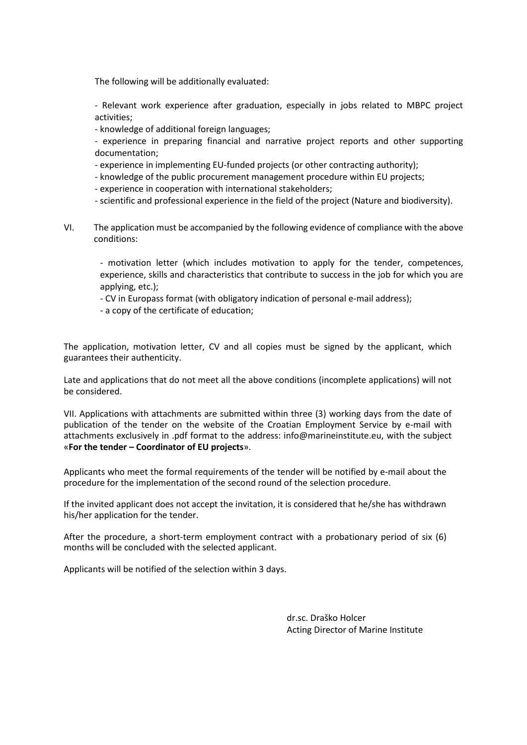The following will be additionally evaluated:

- Relevant work experience after graduation, especially in jobs related to MBPC project activities;
- knowledge of additional foreign languages;
- experience in preparing financial and narrative project reports and other supporting documentation;
- experience in implementing EU-funded projects (or other contracting authority);
- knowledge of the public procurement management procedure within EU projects;
- experience in cooperation with international stakeholders;
- scientific and professional experience in the field of the project (Nature and biodiversity).

VI. The application must be accompanied by the following evidence of compliance with the above conditions:

- motivation letter (which includes motivation to apply for the tender, competences, experience, skills and characteristics that contribute to success in the job for which you are applying, etc.);
- CV in Europass format (with obligatory indication of personal e-mail address);
- a copy of the certificate of education;

The application, motivation letter, CV and all copies must be signed by the applicant, which guarantees their authenticity.

Late and applications that do not meet all the above conditions (incomplete applications) will not be considered.

VII. Applications with attachments are submitted within three (3) working days from the date of publication of the tender on the website of the Croatian Employment Service by e-mail with attachments exclusively in .pdf format to the address: info@marineinstitute.eu, with the subject «**For the tender – Coordinator of EU projects**».

Applicants who meet the formal requirements of the tender will be notified by e-mail about the procedure for the implementation of the second round of the selection procedure.

If the invited applicant does not accept the invitation, it is considered that he/she has withdrawn his/her application for the tender.

After the procedure, a short-term employment contract with a probationary period of six (6) months will be concluded with the selected applicant.

Applicants will be notified of the selection within 3 days.

dr.sc. Draško Holcer
Acting Director of Marine Institute